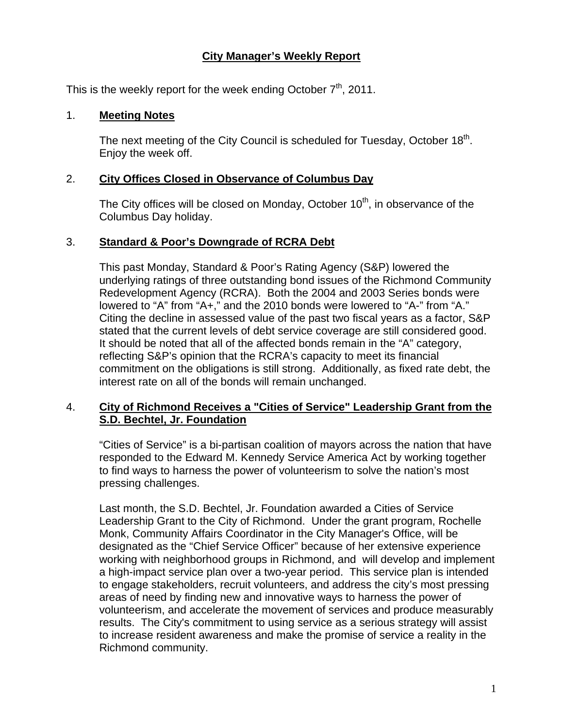# City Manager's Weekly Report

This is the weekly report for the week ending October 7th, 2011.

## 1. Meeting Notes

The next meeting of the City Council is scheduled for Tuesday, October 18th. Enjoy the week off.

## 2. City Offices Closed in Observance of Columbus Day

The City offices will be closed on Monday, October 10th, in observance of the Columbus Day holiday.

## 3. Standard & Poor's Downgrade of RCRA Debt

This past Monday, Standard & Poor's Rating Agency (S&P) lowered the underlying ratings of three outstanding bond issues of the Richmond Community Redevelopment Agency (RCRA). Both the 2004 and 2003 Series bonds were lowered to "A" from "A+," and the 2010 bonds were lowered to "A-" from "A." Citing the decline in assessed value of the past two fiscal years as a factor, S&P stated that the current levels of debt service coverage are still considered good. It should be noted that all of the affected bonds remain in the "A" category, reflecting S&P's opinion that the RCRA's capacity to meet its financial commitment on the obligations is still strong. Additionally, as fixed rate debt, the interest rate on all of the bonds will remain unchanged.

## 4. City of Richmond Receives a "Cities of Service" Leadership Grant from the S.D. Bechtel, Jr. Foundation

"Cities of Service" is a bi-partisan coalition of mayors across the nation that have responded to the Edward M. Kennedy Service America Act by working together to find ways to harness the power of volunteerism to solve the nation's most pressing challenges.

Last month, the S.D. Bechtel, Jr. Foundation awarded a Cities of Service Leadership Grant to the City of Richmond. Under the grant program, Rochelle Monk, Community Affairs Coordinator in the City Manager's Office, will be designated as the "Chief Service Officer" because of her extensive experience working with neighborhood groups in Richmond, and will develop and implement a high-impact service plan over a two-year period. This service plan is intended to engage stakeholders, recruit volunteers, and address the city's most pressing areas of need by finding new and innovative ways to harness the power of volunteerism, and accelerate the movement of services and produce measurably results. The City's commitment to using service as a serious strategy will assist to increase resident awareness and make the promise of service a reality in the Richmond community.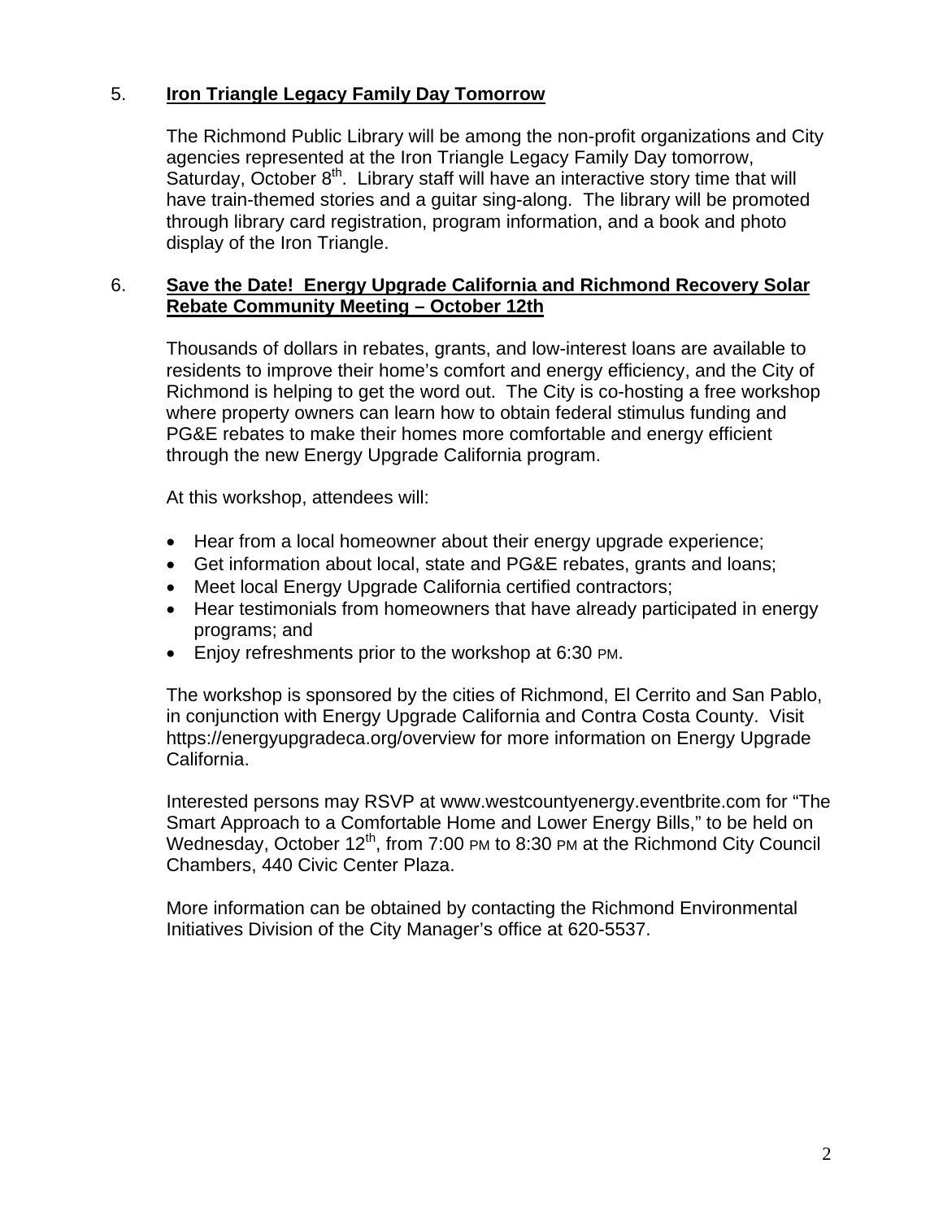5. **Iron Triangle Legacy Family Day Tomorrow**

The Richmond Public Library will be among the non-profit organizations and City agencies represented at the Iron Triangle Legacy Family Day tomorrow, Saturday, October 8th. Library staff will have an interactive story time that will have train-themed stories and a guitar sing-along. The library will be promoted through library card registration, program information, and a book and photo display of the Iron Triangle.

6. **Save the Date! Energy Upgrade California and Richmond Recovery Solar Rebate Community Meeting – October 12th**

Thousands of dollars in rebates, grants, and low-interest loans are available to residents to improve their home's comfort and energy efficiency, and the City of Richmond is helping to get the word out. The City is co-hosting a free workshop where property owners can learn how to obtain federal stimulus funding and PG&E rebates to make their homes more comfortable and energy efficient through the new Energy Upgrade California program.

At this workshop, attendees will:

- Hear from a local homeowner about their energy upgrade experience;
- Get information about local, state and PG&E rebates, grants and loans;
- Meet local Energy Upgrade California certified contractors;
- Hear testimonials from homeowners that have already participated in energy programs; and
- Enjoy refreshments prior to the workshop at 6:30 PM.

The workshop is sponsored by the cities of Richmond, El Cerrito and San Pablo, in conjunction with Energy Upgrade California and Contra Costa County. Visit https://energyupgradeca.org/overview for more information on Energy Upgrade California.

Interested persons may RSVP at www.westcountyenergy.eventbrite.com for "The Smart Approach to a Comfortable Home and Lower Energy Bills," to be held on Wednesday, October 12th, from 7:00 PM to 8:30 PM at the Richmond City Council Chambers, 440 Civic Center Plaza.

More information can be obtained by contacting the Richmond Environmental Initiatives Division of the City Manager's office at 620-5537.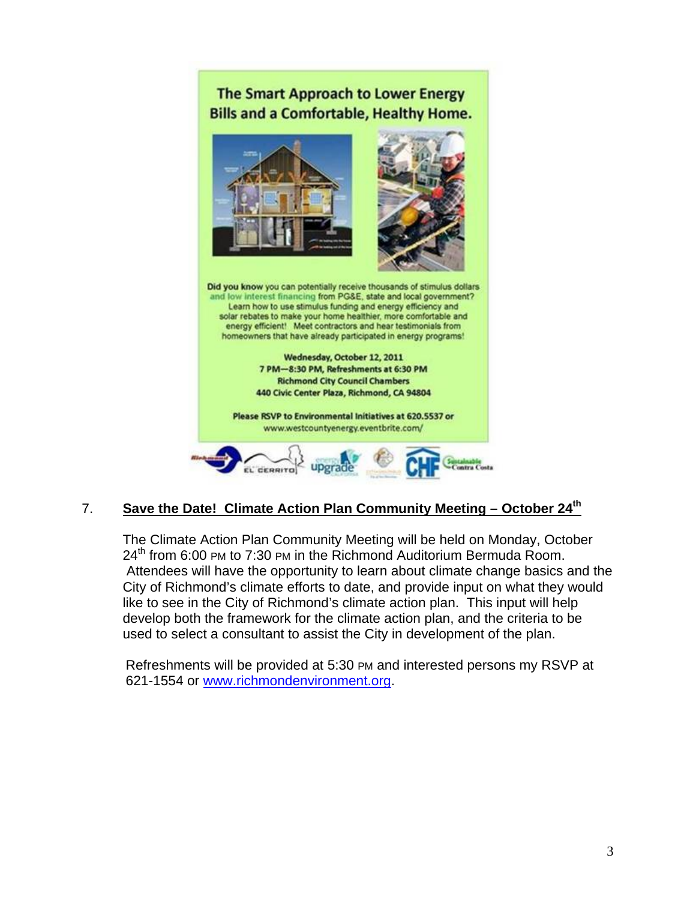The Smart Approach to Lower Energy Bills and a Comfortable, Healthy Home.

**Did you know** you can potentially receive thousands of stimulus dollars and low interest financing from PG&E, state and local government? Learn how to use stimulus funding and energy efficiency and solar rebates to make your home healthier, more comfortable and energy efficient! Meet contractors and hear testimonials from homeowners that have already participated in energy programs!

**Wednesday, October 12, 2011**
**7 PM—8:30 PM, Refreshments at 6:30 PM**
**Richmond City Council Chambers**
**440 Civic Center Plaza, Richmond, CA 94804**

**Please RSVP to Environmental Initiatives at 620.5537 or** www.westcountyenergy.eventbrite.com/

7. **Save the Date! Climate Action Plan Community Meeting – October 24th**

The Climate Action Plan Community Meeting will be held on Monday, October 24th from 6:00 PM to 7:30 PM in the Richmond Auditorium Bermuda Room. Attendees will have the opportunity to learn about climate change basics and the City of Richmond's climate efforts to date, and provide input on what they would like to see in the City of Richmond's climate action plan. This input will help develop both the framework for the climate action plan, and the criteria to be used to select a consultant to assist the City in development of the plan.

Refreshments will be provided at 5:30 PM and interested persons my RSVP at 621-1554 or [www.richmondenvironment.org](http://www.richmondenvironment.org).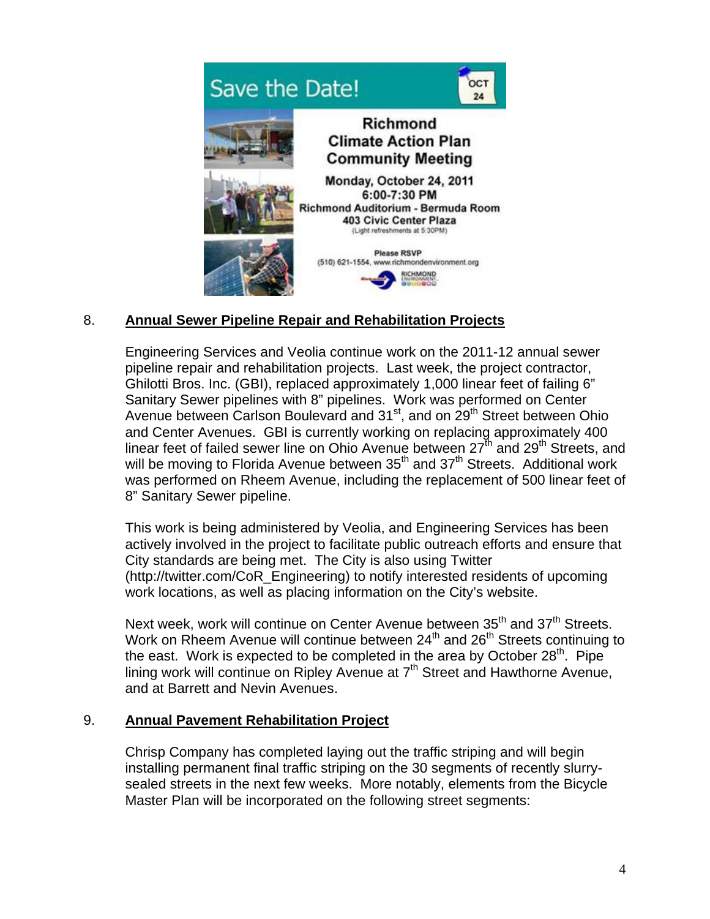**Save the Date!** OCT 24

**Richmond Climate Action Plan Community Meeting**

**Monday, October 24, 2011**
**6:00-7:30 PM**
**Richmond Auditorium - Bermuda Room**
**403 Civic Center Plaza**
(Light refreshments at 5:30PM)

**Please RSVP**
(510) 621-1554, www.richmondenvironment.org

8. **Annual Sewer Pipeline Repair and Rehabilitation Projects**

Engineering Services and Veolia continue work on the 2011-12 annual sewer pipeline repair and rehabilitation projects. Last week, the project contractor, Ghilotti Bros. Inc. (GBI), replaced approximately 1,000 linear feet of failing 6" Sanitary Sewer pipelines with 8" pipelines. Work was performed on Center Avenue between Carlson Boulevard and 31st, and on 29th Street between Ohio and Center Avenues. GBI is currently working on replacing approximately 400 linear feet of failed sewer line on Ohio Avenue between 27th and 29th Streets, and will be moving to Florida Avenue between 35th and 37th Streets. Additional work was performed on Rheem Avenue, including the replacement of 500 linear feet of 8" Sanitary Sewer pipeline.

This work is being administered by Veolia, and Engineering Services has been actively involved in the project to facilitate public outreach efforts and ensure that City standards are being met. The City is also using Twitter (http://twitter.com/CoR_Engineering) to notify interested residents of upcoming work locations, as well as placing information on the City's website.

Next week, work will continue on Center Avenue between 35th and 37th Streets. Work on Rheem Avenue will continue between 24th and 26th Streets continuing to the east. Work is expected to be completed in the area by October 28th. Pipe lining work will continue on Ripley Avenue at 7th Street and Hawthorne Avenue, and at Barrett and Nevin Avenues.

9. **Annual Pavement Rehabilitation Project**

Chrisp Company has completed laying out the traffic striping and will begin installing permanent final traffic striping on the 30 segments of recently slurry-sealed streets in the next few weeks. More notably, elements from the Bicycle Master Plan will be incorporated on the following street segments: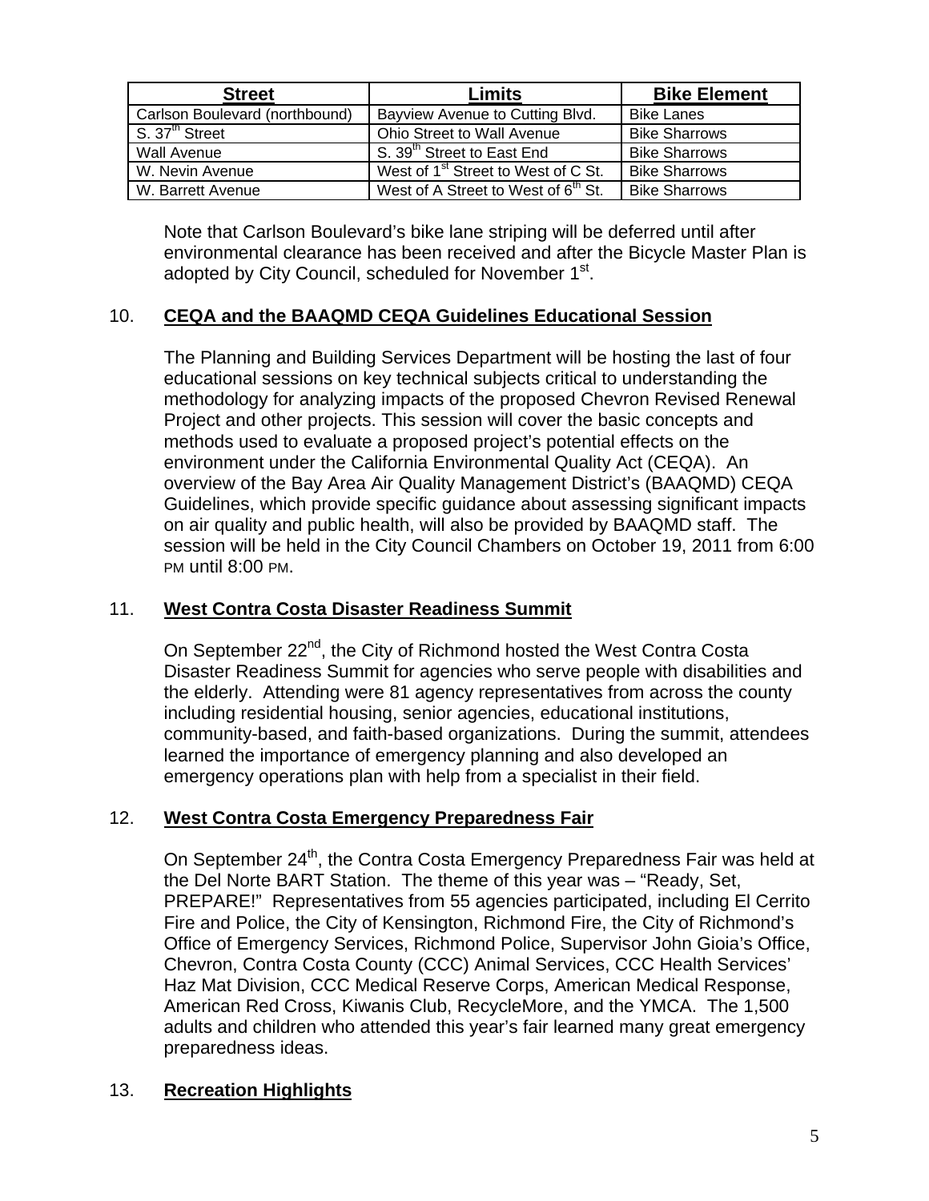| Street | Limits | Bike Element |
|---|---|---|
| Carlson Boulevard (northbound) | Bayview Avenue to Cutting Blvd. | Bike Lanes |
| S. 37th Street | Ohio Street to Wall Avenue | Bike Sharrows |
| Wall Avenue | S. 39th Street to East End | Bike Sharrows |
| W. Nevin Avenue | West of 1st Street to West of C St. | Bike Sharrows |
| W. Barrett Avenue | West of A Street to West of 6th St. | Bike Sharrows |

Note that Carlson Boulevard's bike lane striping will be deferred until after environmental clearance has been received and after the Bicycle Master Plan is adopted by City Council, scheduled for November 1st.

10. **CEQA and the BAAQMD CEQA Guidelines Educational Session**

The Planning and Building Services Department will be hosting the last of four educational sessions on key technical subjects critical to understanding the methodology for analyzing impacts of the proposed Chevron Revised Renewal Project and other projects. This session will cover the basic concepts and methods used to evaluate a proposed project's potential effects on the environment under the California Environmental Quality Act (CEQA). An overview of the Bay Area Air Quality Management District's (BAAQMD) CEQA Guidelines, which provide specific guidance about assessing significant impacts on air quality and public health, will also be provided by BAAQMD staff. The session will be held in the City Council Chambers on October 19, 2011 from 6:00 PM until 8:00 PM.

11. **West Contra Costa Disaster Readiness Summit**

On September 22nd, the City of Richmond hosted the West Contra Costa Disaster Readiness Summit for agencies who serve people with disabilities and the elderly. Attending were 81 agency representatives from across the county including residential housing, senior agencies, educational institutions, community-based, and faith-based organizations. During the summit, attendees learned the importance of emergency planning and also developed an emergency operations plan with help from a specialist in their field.

12. **West Contra Costa Emergency Preparedness Fair**

On September 24th, the Contra Costa Emergency Preparedness Fair was held at the Del Norte BART Station. The theme of this year was – "Ready, Set, PREPARE!" Representatives from 55 agencies participated, including El Cerrito Fire and Police, the City of Kensington, Richmond Fire, the City of Richmond's Office of Emergency Services, Richmond Police, Supervisor John Gioia's Office, Chevron, Contra Costa County (CCC) Animal Services, CCC Health Services' Haz Mat Division, CCC Medical Reserve Corps, American Medical Response, American Red Cross, Kiwanis Club, RecycleMore, and the YMCA. The 1,500 adults and children who attended this year's fair learned many great emergency preparedness ideas.

13. **Recreation Highlights**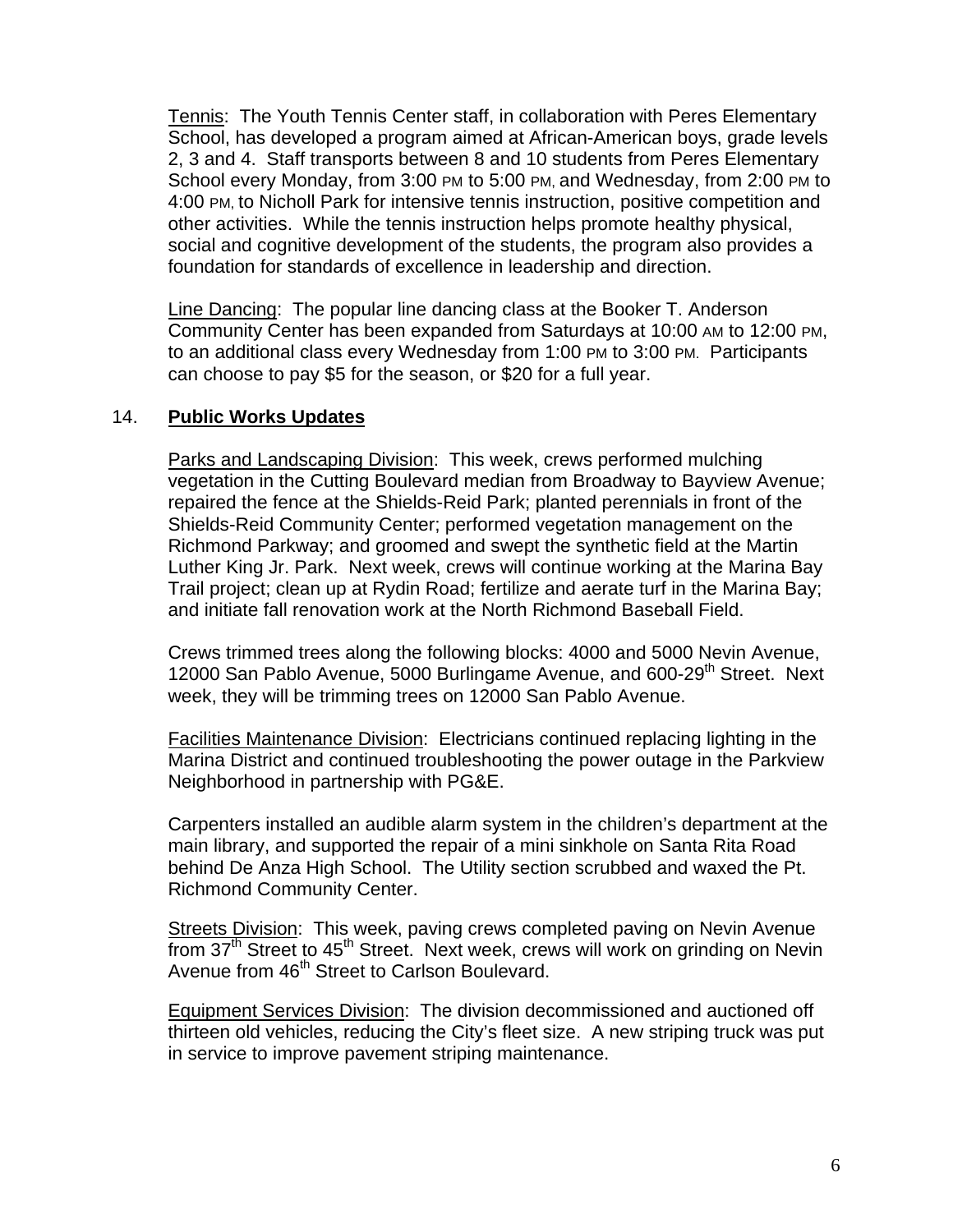Tennis: The Youth Tennis Center staff, in collaboration with Peres Elementary School, has developed a program aimed at African-American boys, grade levels 2, 3 and 4. Staff transports between 8 and 10 students from Peres Elementary School every Monday, from 3:00 PM to 5:00 PM, and Wednesday, from 2:00 PM to 4:00 PM, to Nicholl Park for intensive tennis instruction, positive competition and other activities. While the tennis instruction helps promote healthy physical, social and cognitive development of the students, the program also provides a foundation for standards of excellence in leadership and direction.

Line Dancing: The popular line dancing class at the Booker T. Anderson Community Center has been expanded from Saturdays at 10:00 AM to 12:00 PM, to an additional class every Wednesday from 1:00 PM to 3:00 PM. Participants can choose to pay $5 for the season, or $20 for a full year.

## 14. **Public Works Updates**

Parks and Landscaping Division: This week, crews performed mulching vegetation in the Cutting Boulevard median from Broadway to Bayview Avenue; repaired the fence at the Shields-Reid Park; planted perennials in front of the Shields-Reid Community Center; performed vegetation management on the Richmond Parkway; and groomed and swept the synthetic field at the Martin Luther King Jr. Park. Next week, crews will continue working at the Marina Bay Trail project; clean up at Rydin Road; fertilize and aerate turf in the Marina Bay; and initiate fall renovation work at the North Richmond Baseball Field.

Crews trimmed trees along the following blocks: 4000 and 5000 Nevin Avenue, 12000 San Pablo Avenue, 5000 Burlingame Avenue, and 600-29th Street. Next week, they will be trimming trees on 12000 San Pablo Avenue.

Facilities Maintenance Division: Electricians continued replacing lighting in the Marina District and continued troubleshooting the power outage in the Parkview Neighborhood in partnership with PG&E.

Carpenters installed an audible alarm system in the children's department at the main library, and supported the repair of a mini sinkhole on Santa Rita Road behind De Anza High School. The Utility section scrubbed and waxed the Pt. Richmond Community Center.

Streets Division: This week, paving crews completed paving on Nevin Avenue from 37th Street to 45th Street. Next week, crews will work on grinding on Nevin Avenue from 46th Street to Carlson Boulevard.

Equipment Services Division: The division decommissioned and auctioned off thirteen old vehicles, reducing the City's fleet size. A new striping truck was put in service to improve pavement striping maintenance.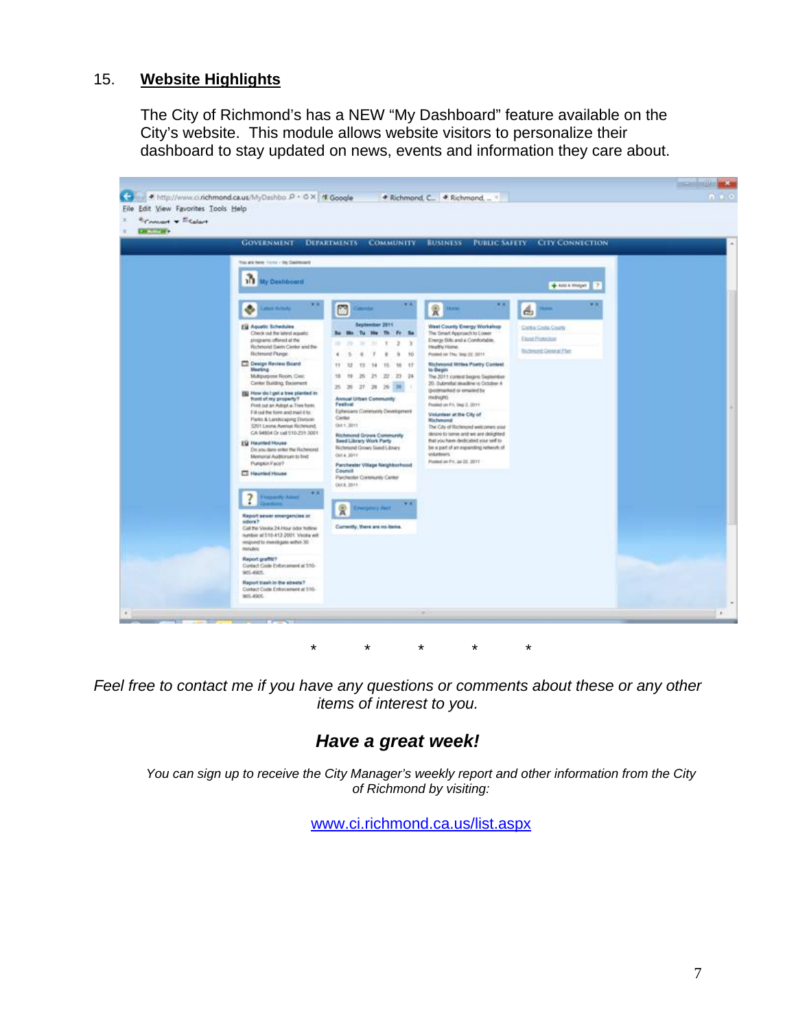## 15. Website Highlights

The City of Richmond's has a NEW "My Dashboard" feature available on the City's website. This module allows website visitors to personalize their dashboard to stay updated on news, events and information they care about.

\* \* \* \* \*

*Feel free to contact me if you have any questions or comments about these or any other items of interest to you.*

***Have a great week!***

*You can sign up to receive the City Manager's weekly report and other information from the City of Richmond by visiting:*

[www.ci.richmond.ca.us/list.aspx](http://www.ci.richmond.ca.us/list.aspx)